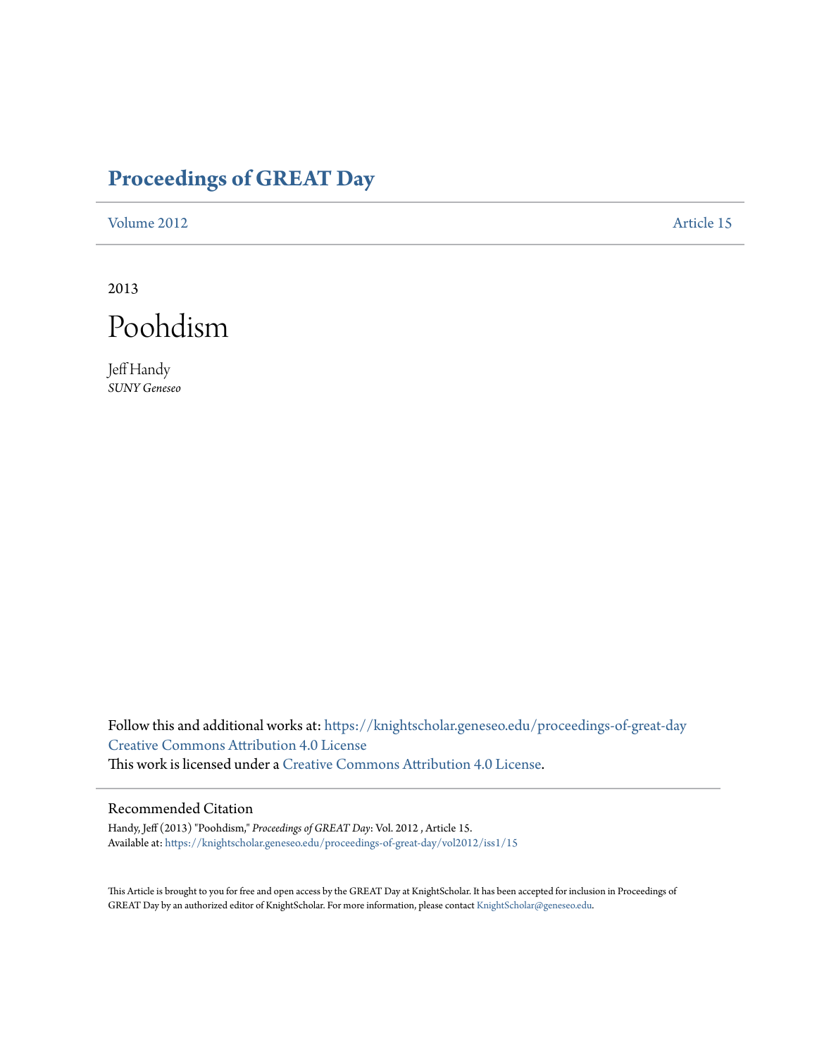# Proceedings of GREAT Day

Volume 2012 | Article 15

2013

# Poohdism

Jeff Handy
*SUNY Geneseo*

Follow this and additional works at: https://knightscholar.geneseo.edu/proceedings-of-great-day
Creative Commons Attribution 4.0 License
This work is licensed under a Creative Commons Attribution 4.0 License.

## Recommended Citation

Handy, Jeff (2013) "Poohdism," *Proceedings of GREAT Day*: Vol. 2012 , Article 15.
Available at: https://knightscholar.geneseo.edu/proceedings-of-great-day/vol2012/iss1/15

This Article is brought to you for free and open access by the GREAT Day at KnightScholar. It has been accepted for inclusion in Proceedings of GREAT Day by an authorized editor of KnightScholar. For more information, please contact KnightScholar@geneseo.edu.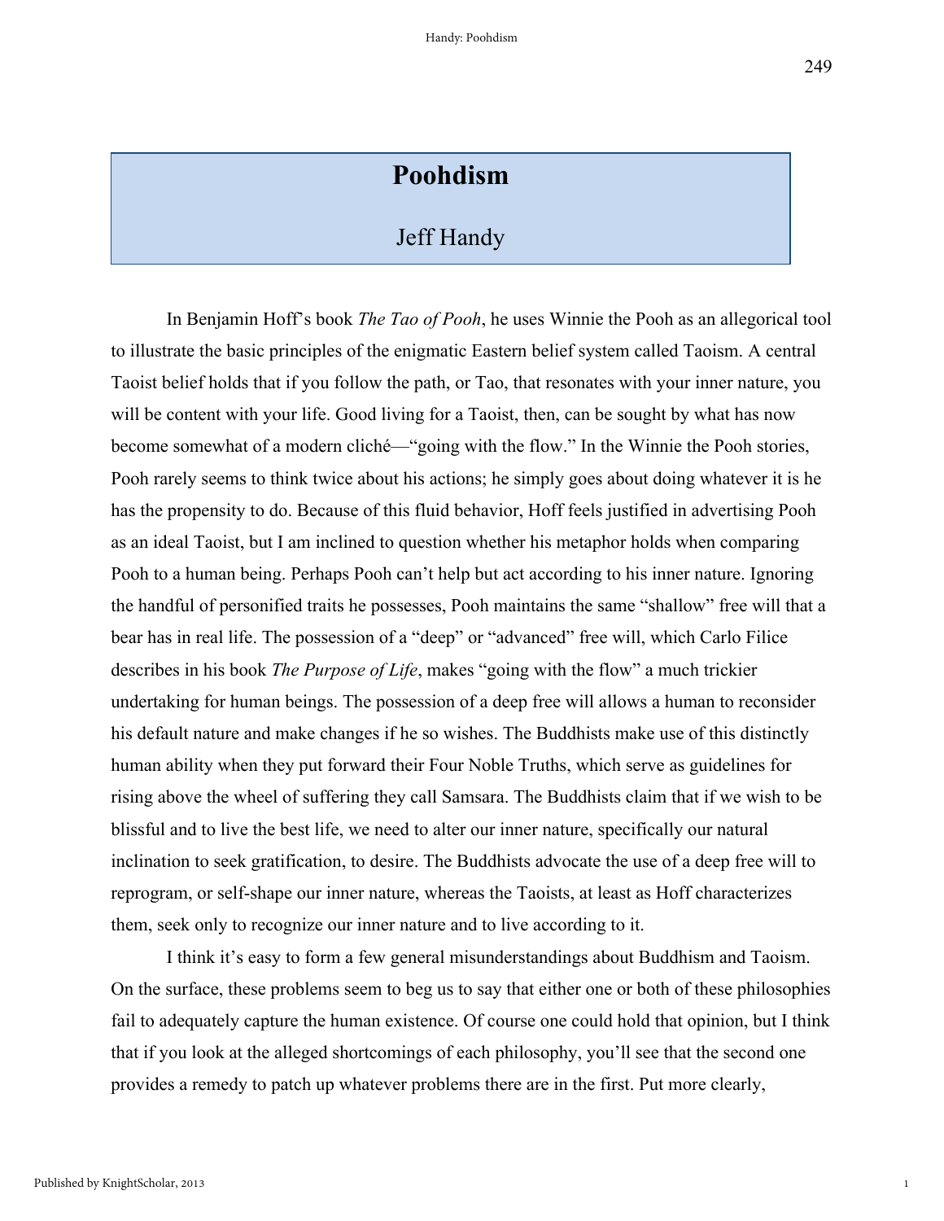# Poohdism

## Jeff Handy

In Benjamin Hoff's book *The Tao of Pooh*, he uses Winnie the Pooh as an allegorical tool to illustrate the basic principles of the enigmatic Eastern belief system called Taoism. A central Taoist belief holds that if you follow the path, or Tao, that resonates with your inner nature, you will be content with your life. Good living for a Taoist, then, can be sought by what has now become somewhat of a modern cliché—"going with the flow." In the Winnie the Pooh stories, Pooh rarely seems to think twice about his actions; he simply goes about doing whatever it is he has the propensity to do. Because of this fluid behavior, Hoff feels justified in advertising Pooh as an ideal Taoist, but I am inclined to question whether his metaphor holds when comparing Pooh to a human being. Perhaps Pooh can't help but act according to his inner nature. Ignoring the handful of personified traits he possesses, Pooh maintains the same "shallow" free will that a bear has in real life. The possession of a "deep" or "advanced" free will, which Carlo Filice describes in his book *The Purpose of Life*, makes "going with the flow" a much trickier undertaking for human beings. The possession of a deep free will allows a human to reconsider his default nature and make changes if he so wishes. The Buddhists make use of this distinctly human ability when they put forward their Four Noble Truths, which serve as guidelines for rising above the wheel of suffering they call Samsara. The Buddhists claim that if we wish to be blissful and to live the best life, we need to alter our inner nature, specifically our natural inclination to seek gratification, to desire. The Buddhists advocate the use of a deep free will to reprogram, or self-shape our inner nature, whereas the Taoists, at least as Hoff characterizes them, seek only to recognize our inner nature and to live according to it.

I think it's easy to form a few general misunderstandings about Buddhism and Taoism. On the surface, these problems seem to beg us to say that either one or both of these philosophies fail to adequately capture the human existence. Of course one could hold that opinion, but I think that if you look at the alleged shortcomings of each philosophy, you'll see that the second one provides a remedy to patch up whatever problems there are in the first. Put more clearly,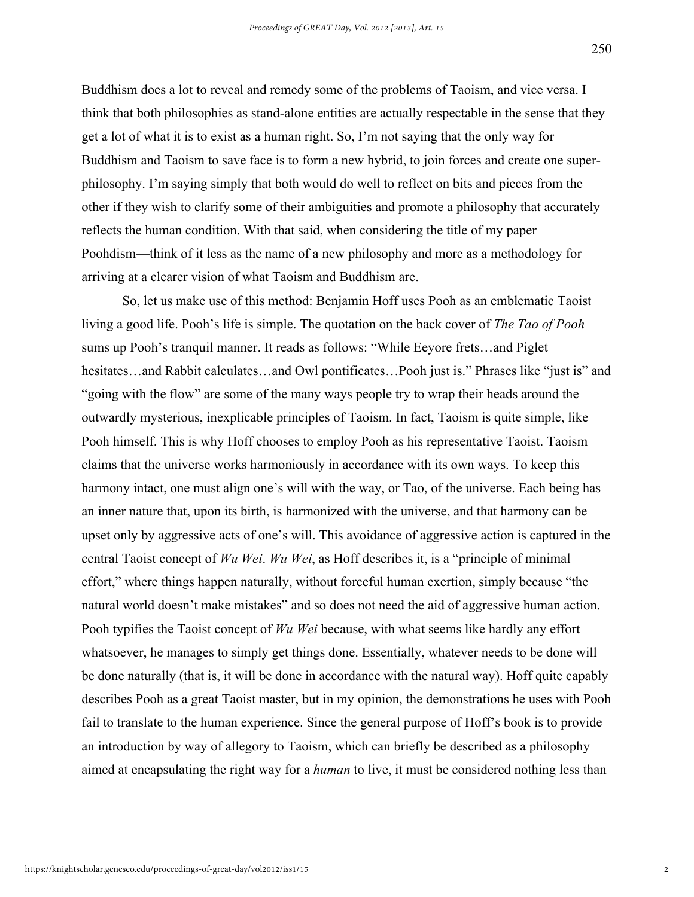Buddhism does a lot to reveal and remedy some of the problems of Taoism, and vice versa. I think that both philosophies as stand-alone entities are actually respectable in the sense that they get a lot of what it is to exist as a human right. So, I'm not saying that the only way for Buddhism and Taoism to save face is to form a new hybrid, to join forces and create one super-philosophy. I'm saying simply that both would do well to reflect on bits and pieces from the other if they wish to clarify some of their ambiguities and promote a philosophy that accurately reflects the human condition. With that said, when considering the title of my paper—Poohdism—think of it less as the name of a new philosophy and more as a methodology for arriving at a clearer vision of what Taoism and Buddhism are.

So, let us make use of this method: Benjamin Hoff uses Pooh as an emblematic Taoist living a good life. Pooh's life is simple. The quotation on the back cover of *The Tao of Pooh* sums up Pooh's tranquil manner. It reads as follows: "While Eeyore frets…and Piglet hesitates…and Rabbit calculates…and Owl pontificates…Pooh just is." Phrases like "just is" and "going with the flow" are some of the many ways people try to wrap their heads around the outwardly mysterious, inexplicable principles of Taoism. In fact, Taoism is quite simple, like Pooh himself. This is why Hoff chooses to employ Pooh as his representative Taoist. Taoism claims that the universe works harmoniously in accordance with its own ways. To keep this harmony intact, one must align one's will with the way, or Tao, of the universe. Each being has an inner nature that, upon its birth, is harmonized with the universe, and that harmony can be upset only by aggressive acts of one's will. This avoidance of aggressive action is captured in the central Taoist concept of *Wu Wei*. *Wu Wei*, as Hoff describes it, is a "principle of minimal effort," where things happen naturally, without forceful human exertion, simply because "the natural world doesn't make mistakes" and so does not need the aid of aggressive human action. Pooh typifies the Taoist concept of *Wu Wei* because, with what seems like hardly any effort whatsoever, he manages to simply get things done. Essentially, whatever needs to be done will be done naturally (that is, it will be done in accordance with the natural way). Hoff quite capably describes Pooh as a great Taoist master, but in my opinion, the demonstrations he uses with Pooh fail to translate to the human experience. Since the general purpose of Hoff's book is to provide an introduction by way of allegory to Taoism, which can briefly be described as a philosophy aimed at encapsulating the right way for a *human* to live, it must be considered nothing less than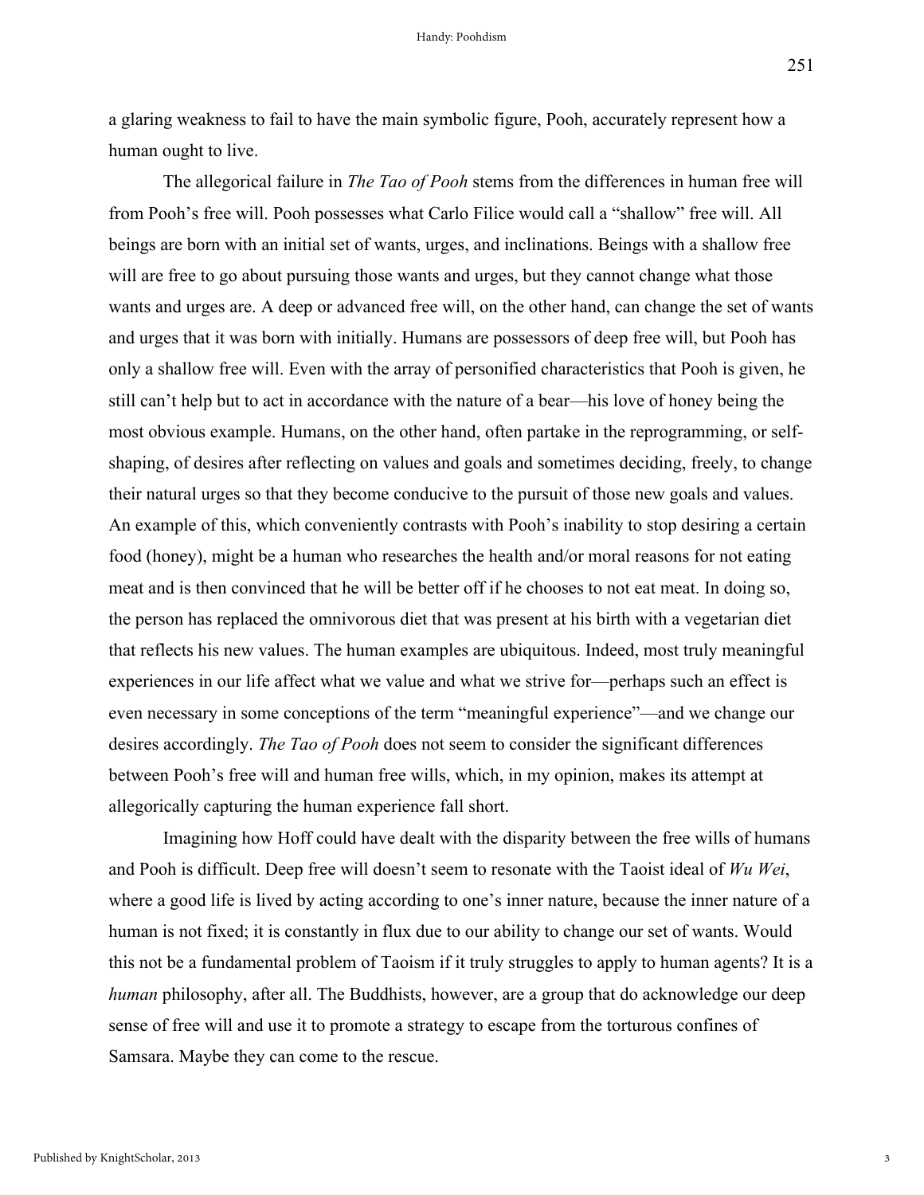a glaring weakness to fail to have the main symbolic figure, Pooh, accurately represent how a human ought to live.

The allegorical failure in *The Tao of Pooh* stems from the differences in human free will from Pooh's free will. Pooh possesses what Carlo Filice would call a "shallow" free will. All beings are born with an initial set of wants, urges, and inclinations. Beings with a shallow free will are free to go about pursuing those wants and urges, but they cannot change what those wants and urges are. A deep or advanced free will, on the other hand, can change the set of wants and urges that it was born with initially. Humans are possessors of deep free will, but Pooh has only a shallow free will. Even with the array of personified characteristics that Pooh is given, he still can't help but to act in accordance with the nature of a bear—his love of honey being the most obvious example. Humans, on the other hand, often partake in the reprogramming, or self-shaping, of desires after reflecting on values and goals and sometimes deciding, freely, to change their natural urges so that they become conducive to the pursuit of those new goals and values. An example of this, which conveniently contrasts with Pooh's inability to stop desiring a certain food (honey), might be a human who researches the health and/or moral reasons for not eating meat and is then convinced that he will be better off if he chooses to not eat meat. In doing so, the person has replaced the omnivorous diet that was present at his birth with a vegetarian diet that reflects his new values. The human examples are ubiquitous. Indeed, most truly meaningful experiences in our life affect what we value and what we strive for—perhaps such an effect is even necessary in some conceptions of the term "meaningful experience"—and we change our desires accordingly. *The Tao of Pooh* does not seem to consider the significant differences between Pooh's free will and human free wills, which, in my opinion, makes its attempt at allegorically capturing the human experience fall short.

Imagining how Hoff could have dealt with the disparity between the free wills of humans and Pooh is difficult. Deep free will doesn't seem to resonate with the Taoist ideal of *Wu Wei*, where a good life is lived by acting according to one's inner nature, because the inner nature of a human is not fixed; it is constantly in flux due to our ability to change our set of wants. Would this not be a fundamental problem of Taoism if it truly struggles to apply to human agents? It is a *human* philosophy, after all. The Buddhists, however, are a group that do acknowledge our deep sense of free will and use it to promote a strategy to escape from the torturous confines of Samsara. Maybe they can come to the rescue.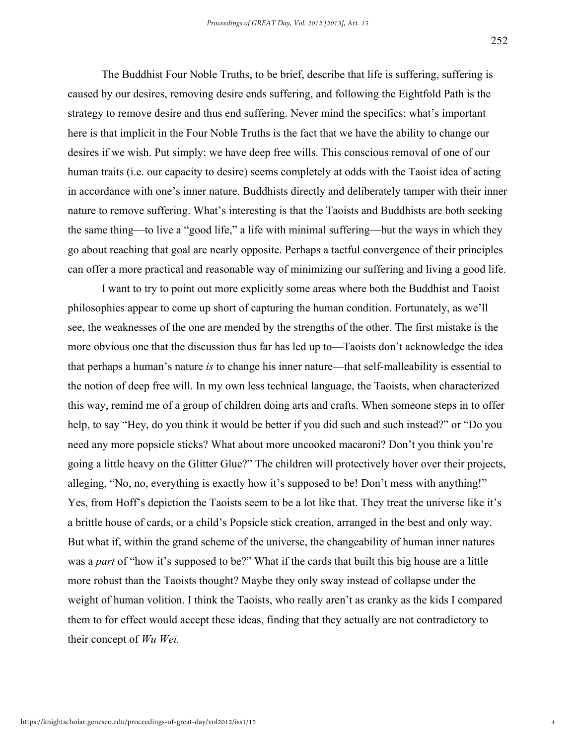The Buddhist Four Noble Truths, to be brief, describe that life is suffering, suffering is caused by our desires, removing desire ends suffering, and following the Eightfold Path is the strategy to remove desire and thus end suffering. Never mind the specifics; what's important here is that implicit in the Four Noble Truths is the fact that we have the ability to change our desires if we wish. Put simply: we have deep free wills. This conscious removal of one of our human traits (i.e. our capacity to desire) seems completely at odds with the Taoist idea of acting in accordance with one's inner nature. Buddhists directly and deliberately tamper with their inner nature to remove suffering. What's interesting is that the Taoists and Buddhists are both seeking the same thing—to live a "good life," a life with minimal suffering—but the ways in which they go about reaching that goal are nearly opposite. Perhaps a tactful convergence of their principles can offer a more practical and reasonable way of minimizing our suffering and living a good life.

I want to try to point out more explicitly some areas where both the Buddhist and Taoist philosophies appear to come up short of capturing the human condition. Fortunately, as we'll see, the weaknesses of the one are mended by the strengths of the other. The first mistake is the more obvious one that the discussion thus far has led up to—Taoists don't acknowledge the idea that perhaps a human's nature *is* to change his inner nature—that self-malleability is essential to the notion of deep free will. In my own less technical language, the Taoists, when characterized this way, remind me of a group of children doing arts and crafts. When someone steps in to offer help, to say "Hey, do you think it would be better if you did such and such instead?" or "Do you need any more popsicle sticks? What about more uncooked macaroni? Don't you think you're going a little heavy on the Glitter Glue?" The children will protectively hover over their projects, alleging, "No, no, everything is exactly how it's supposed to be! Don't mess with anything!" Yes, from Hoff's depiction the Taoists seem to be a lot like that. They treat the universe like it's a brittle house of cards, or a child's Popsicle stick creation, arranged in the best and only way. But what if, within the grand scheme of the universe, the changeability of human inner natures was a *part* of "how it's supposed to be?" What if the cards that built this big house are a little more robust than the Taoists thought? Maybe they only sway instead of collapse under the weight of human volition. I think the Taoists, who really aren't as cranky as the kids I compared them to for effect would accept these ideas, finding that they actually are not contradictory to their concept of *Wu Wei.*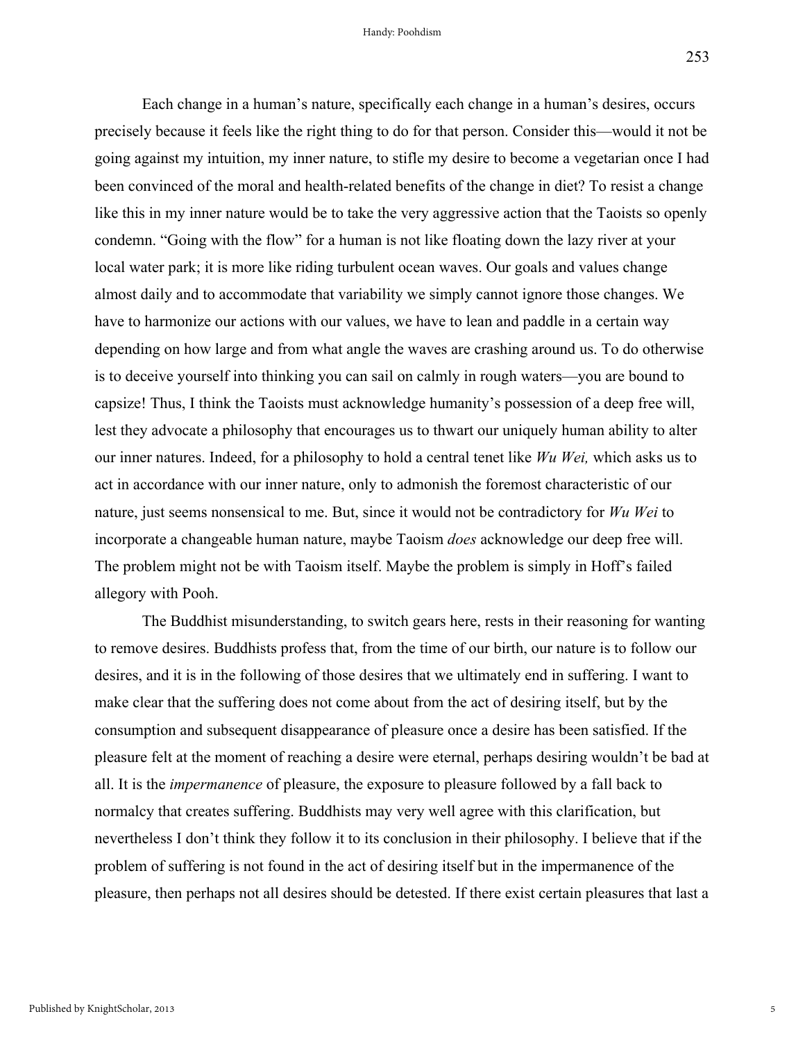Each change in a human's nature, specifically each change in a human's desires, occurs precisely because it feels like the right thing to do for that person. Consider this—would it not be going against my intuition, my inner nature, to stifle my desire to become a vegetarian once I had been convinced of the moral and health-related benefits of the change in diet? To resist a change like this in my inner nature would be to take the very aggressive action that the Taoists so openly condemn. "Going with the flow" for a human is not like floating down the lazy river at your local water park; it is more like riding turbulent ocean waves. Our goals and values change almost daily and to accommodate that variability we simply cannot ignore those changes. We have to harmonize our actions with our values, we have to lean and paddle in a certain way depending on how large and from what angle the waves are crashing around us. To do otherwise is to deceive yourself into thinking you can sail on calmly in rough waters—you are bound to capsize! Thus, I think the Taoists must acknowledge humanity's possession of a deep free will, lest they advocate a philosophy that encourages us to thwart our uniquely human ability to alter our inner natures. Indeed, for a philosophy to hold a central tenet like *Wu Wei,* which asks us to act in accordance with our inner nature, only to admonish the foremost characteristic of our nature, just seems nonsensical to me. But, since it would not be contradictory for *Wu Wei* to incorporate a changeable human nature, maybe Taoism *does* acknowledge our deep free will. The problem might not be with Taoism itself. Maybe the problem is simply in Hoff's failed allegory with Pooh.

The Buddhist misunderstanding, to switch gears here, rests in their reasoning for wanting to remove desires. Buddhists profess that, from the time of our birth, our nature is to follow our desires, and it is in the following of those desires that we ultimately end in suffering. I want to make clear that the suffering does not come about from the act of desiring itself, but by the consumption and subsequent disappearance of pleasure once a desire has been satisfied. If the pleasure felt at the moment of reaching a desire were eternal, perhaps desiring wouldn't be bad at all. It is the *impermanence* of pleasure, the exposure to pleasure followed by a fall back to normalcy that creates suffering. Buddhists may very well agree with this clarification, but nevertheless I don't think they follow it to its conclusion in their philosophy. I believe that if the problem of suffering is not found in the act of desiring itself but in the impermanence of the pleasure, then perhaps not all desires should be detested. If there exist certain pleasures that last a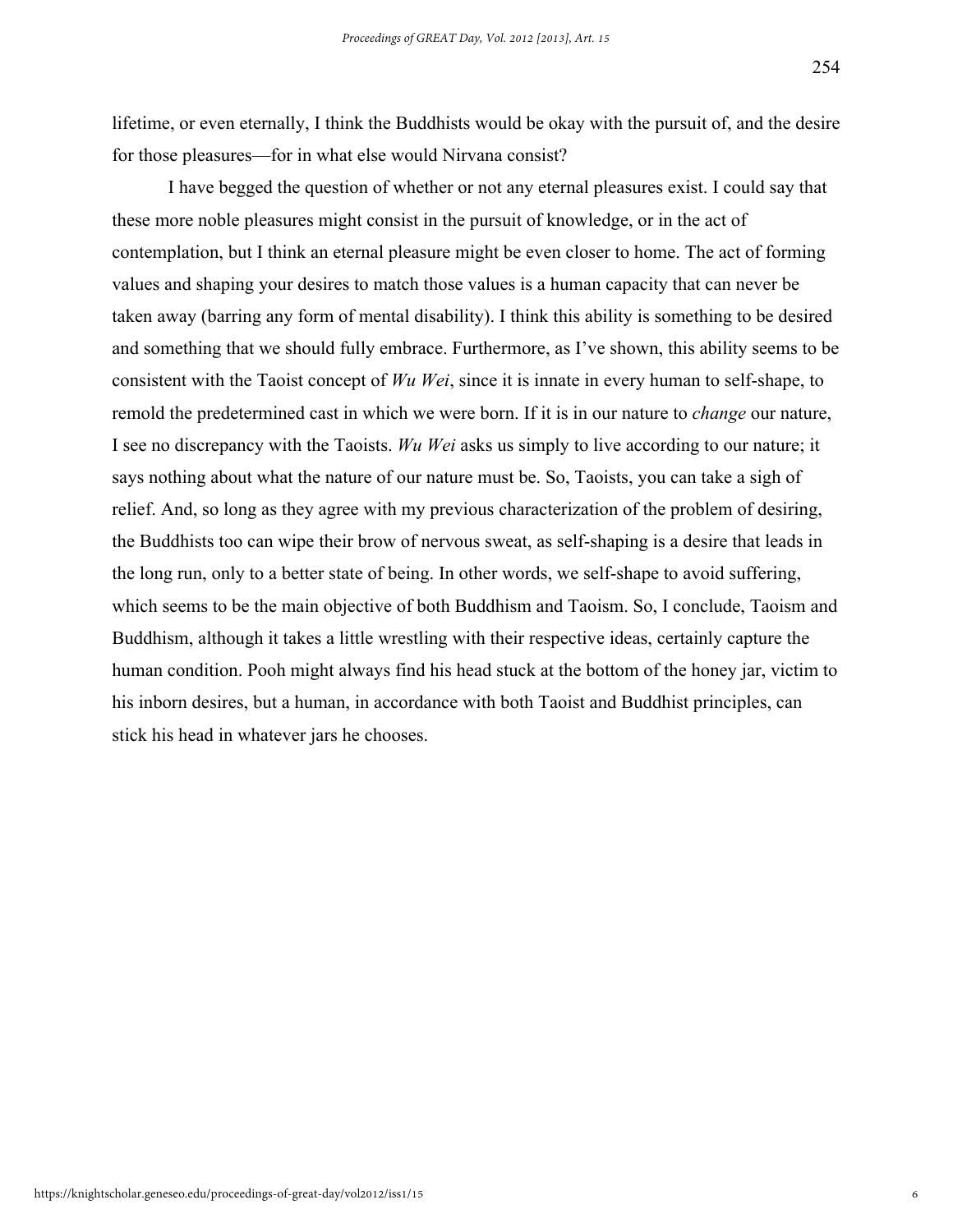lifetime, or even eternally, I think the Buddhists would be okay with the pursuit of, and the desire for those pleasures—for in what else would Nirvana consist?

I have begged the question of whether or not any eternal pleasures exist. I could say that these more noble pleasures might consist in the pursuit of knowledge, or in the act of contemplation, but I think an eternal pleasure might be even closer to home. The act of forming values and shaping your desires to match those values is a human capacity that can never be taken away (barring any form of mental disability). I think this ability is something to be desired and something that we should fully embrace. Furthermore, as I've shown, this ability seems to be consistent with the Taoist concept of *Wu Wei*, since it is innate in every human to self-shape, to remold the predetermined cast in which we were born. If it is in our nature to *change* our nature, I see no discrepancy with the Taoists. *Wu Wei* asks us simply to live according to our nature; it says nothing about what the nature of our nature must be. So, Taoists, you can take a sigh of relief. And, so long as they agree with my previous characterization of the problem of desiring, the Buddhists too can wipe their brow of nervous sweat, as self-shaping is a desire that leads in the long run, only to a better state of being. In other words, we self-shape to avoid suffering, which seems to be the main objective of both Buddhism and Taoism. So, I conclude, Taoism and Buddhism, although it takes a little wrestling with their respective ideas, certainly capture the human condition. Pooh might always find his head stuck at the bottom of the honey jar, victim to his inborn desires, but a human, in accordance with both Taoist and Buddhist principles, can stick his head in whatever jars he chooses.